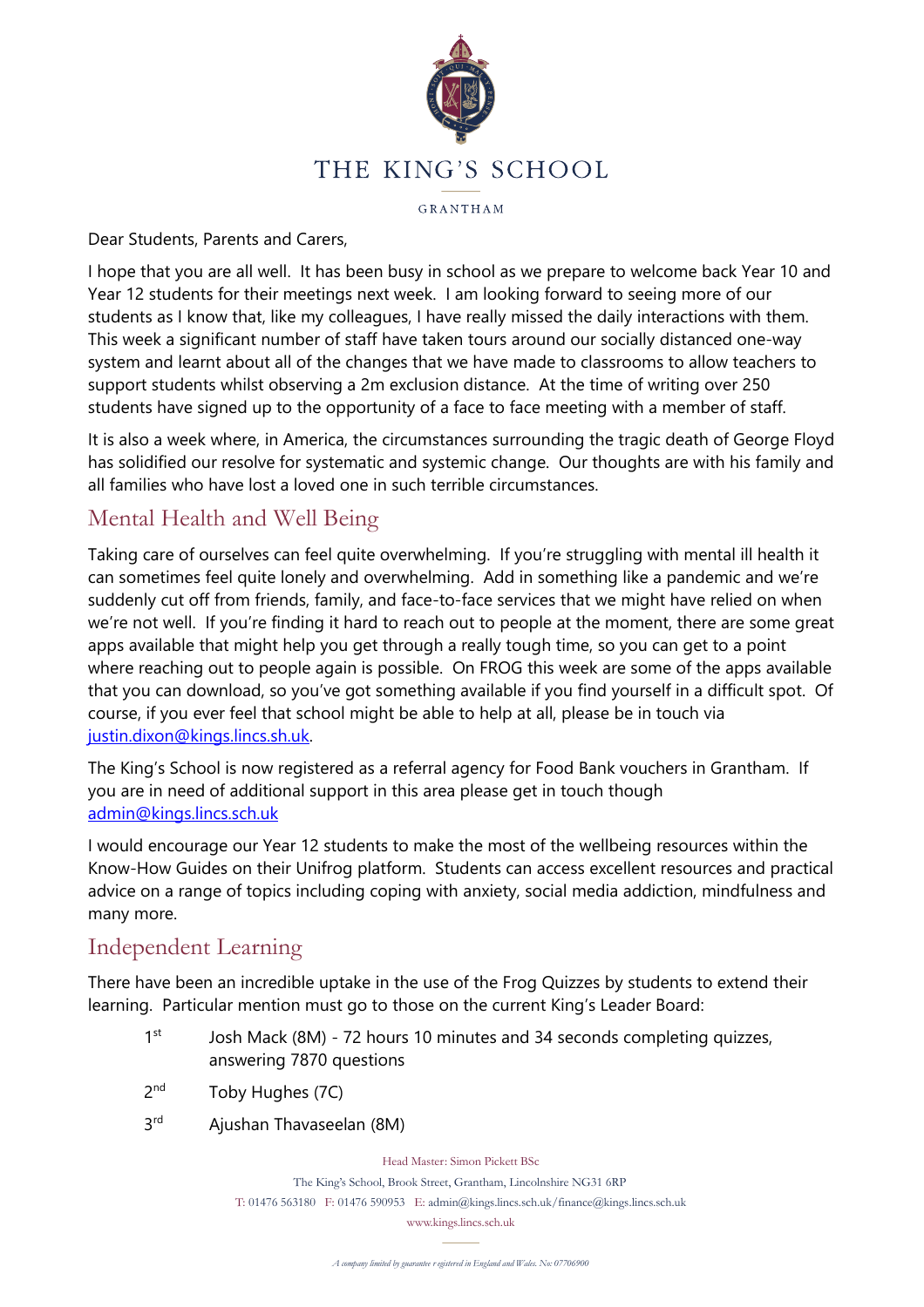# THE KING'S SCHOOL

GRANTHAM

Dear Students, Parents and Carers,

I hope that you are all well. It has been busy in school as we prepare to welcome back Year 10 and Year 12 students for their meetings next week. I am looking forward to seeing more of our students as I know that, like my colleagues, I have really missed the daily interactions with them. This week a significant number of staff have taken tours around our socially distanced one-way system and learnt about all of the changes that we have made to classrooms to allow teachers to support students whilst observing a 2m exclusion distance. At the time of writing over 250 students have signed up to the opportunity of a face to face meeting with a member of staff.

It is also a week where, in America, the circumstances surrounding the tragic death of George Floyd has solidified our resolve for systematic and systemic change. Our thoughts are with his family and all families who have lost a loved one in such terrible circumstances.

## Mental Health and Well Being

Taking care of ourselves can feel quite overwhelming. If you're struggling with mental ill health it can sometimes feel quite lonely and overwhelming. Add in something like a pandemic and we're suddenly cut off from friends, family, and face-to-face services that we might have relied on when we're not well. If you're finding it hard to reach out to people at the moment, there are some great apps available that might help you get through a really tough time, so you can get to a point where reaching out to people again is possible. On FROG this week are some of the apps available that you can download, so you've got something available if you find yourself in a difficult spot. Of course, if you ever feel that school might be able to help at all, please be in touch via justin.dixon@kings.lincs.sh.uk.

The King's School is now registered as a referral agency for Food Bank vouchers in Grantham. If you are in need of additional support in this area please get in touch though admin@kings.lincs.sch.uk

I would encourage our Year 12 students to make the most of the wellbeing resources within the Know-How Guides on their Unifrog platform. Students can access excellent resources and practical advice on a range of topics including coping with anxiety, social media addiction, mindfulness and many more.

## Independent Learning

There have been an incredible uptake in the use of the Frog Quizzes by students to extend their learning. Particular mention must go to those on the current King's Leader Board:

- 1st Josh Mack (8M) - 72 hours 10 minutes and 34 seconds completing quizzes, answering 7870 questions
- 2nd Toby Hughes (7C)
- 3rd Ajushan Thavaseelan (8M)

Head Master: Simon Pickett BSc

The King's School, Brook Street, Grantham, Lincolnshire NG31 6RP

T: 01476 563180 F: 01476 590953 E: admin@kings.lincs.sch.uk/finance@kings.lincs.sch.uk

www.kings.lincs.sch.uk

*A company limited by guarantee registered in England and Wales. No: 07706900*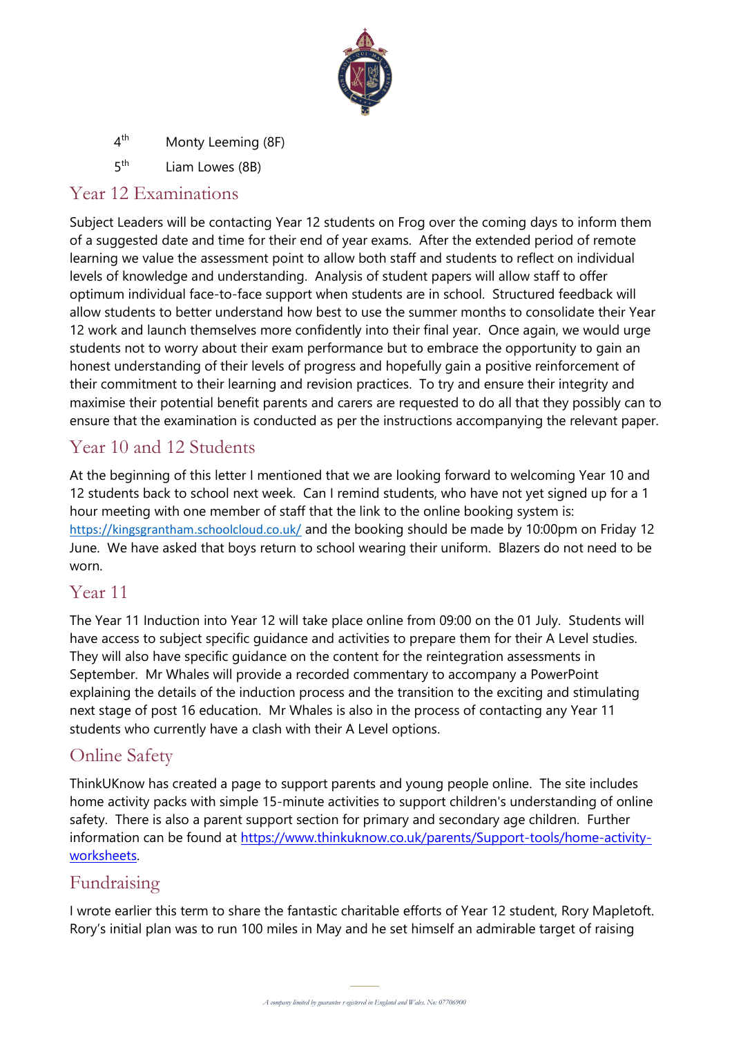4th Monty Leeming (8F)

5th Liam Lowes (8B)

## Year 12 Examinations

Subject Leaders will be contacting Year 12 students on Frog over the coming days to inform them of a suggested date and time for their end of year exams. After the extended period of remote learning we value the assessment point to allow both staff and students to reflect on individual levels of knowledge and understanding. Analysis of student papers will allow staff to offer optimum individual face-to-face support when students are in school. Structured feedback will allow students to better understand how best to use the summer months to consolidate their Year 12 work and launch themselves more confidently into their final year. Once again, we would urge students not to worry about their exam performance but to embrace the opportunity to gain an honest understanding of their levels of progress and hopefully gain a positive reinforcement of their commitment to their learning and revision practices. To try and ensure their integrity and maximise their potential benefit parents and carers are requested to do all that they possibly can to ensure that the examination is conducted as per the instructions accompanying the relevant paper.

## Year 10 and 12 Students

At the beginning of this letter I mentioned that we are looking forward to welcoming Year 10 and 12 students back to school next week. Can I remind students, who have not yet signed up for a 1 hour meeting with one member of staff that the link to the online booking system is: https://kingsgrantham.schoolcloud.co.uk/ and the booking should be made by 10:00pm on Friday 12 June. We have asked that boys return to school wearing their uniform. Blazers do not need to be worn.

## Year 11

The Year 11 Induction into Year 12 will take place online from 09:00 on the 01 July. Students will have access to subject specific guidance and activities to prepare them for their A Level studies. They will also have specific guidance on the content for the reintegration assessments in September. Mr Whales will provide a recorded commentary to accompany a PowerPoint explaining the details of the induction process and the transition to the exciting and stimulating next stage of post 16 education. Mr Whales is also in the process of contacting any Year 11 students who currently have a clash with their A Level options.

## Online Safety

ThinkUKnow has created a page to support parents and young people online. The site includes home activity packs with simple 15-minute activities to support children's understanding of online safety. There is also a parent support section for primary and secondary age children. Further information can be found at https://www.thinkuknow.co.uk/parents/Support-tools/home-activity-worksheets.

## Fundraising

I wrote earlier this term to share the fantastic charitable efforts of Year 12 student, Rory Mapletoft. Rory's initial plan was to run 100 miles in May and he set himself an admirable target of raising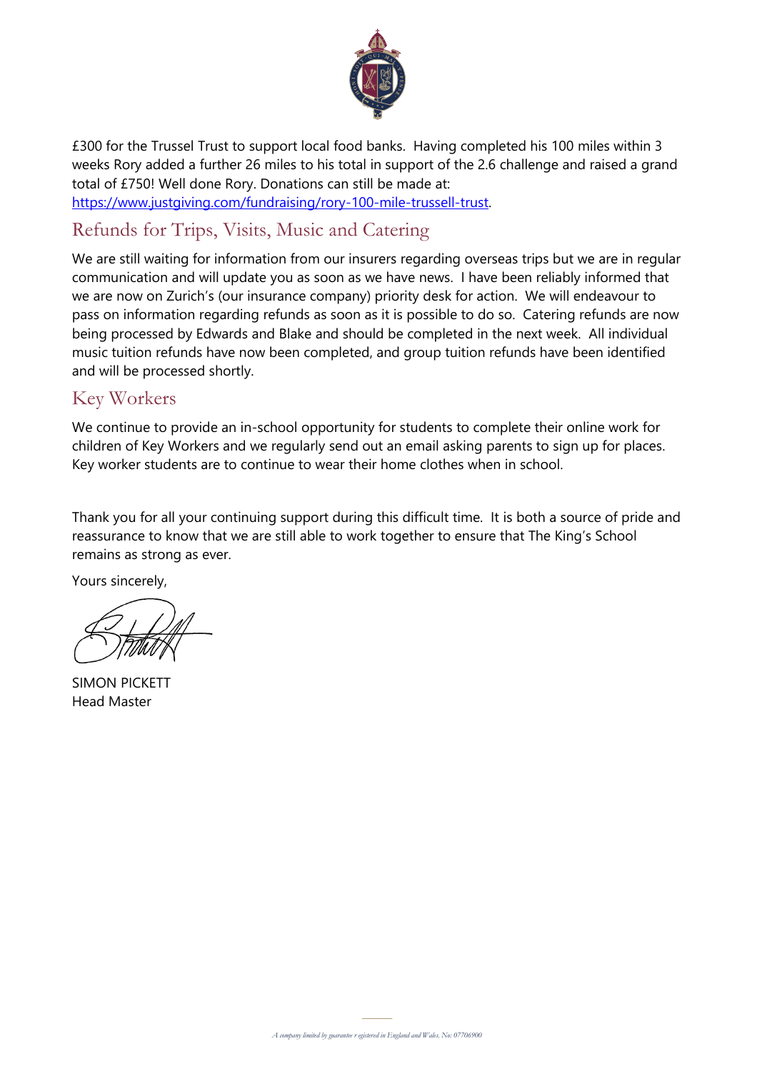£300 for the Trussel Trust to support local food banks. Having completed his 100 miles within 3 weeks Rory added a further 26 miles to his total in support of the 2.6 challenge and raised a grand total of £750! Well done Rory. Donations can still be made at: [https://www.justgiving.com/fundraising/rory-100-mile-trussell-trust](https://www.justgiving.com/fundraising/rory-100-mile-trussell-trust).

## Refunds for Trips, Visits, Music and Catering

We are still waiting for information from our insurers regarding overseas trips but we are in regular communication and will update you as soon as we have news. I have been reliably informed that we are now on Zurich's (our insurance company) priority desk for action. We will endeavour to pass on information regarding refunds as soon as it is possible to do so. Catering refunds are now being processed by Edwards and Blake and should be completed in the next week. All individual music tuition refunds have now been completed, and group tuition refunds have been identified and will be processed shortly.

## Key Workers

We continue to provide an in-school opportunity for students to complete their online work for children of Key Workers and we regularly send out an email asking parents to sign up for places. Key worker students are to continue to wear their home clothes when in school.

Thank you for all your continuing support during this difficult time. It is both a source of pride and reassurance to know that we are still able to work together to ensure that The King's School remains as strong as ever.

Yours sincerely,

SIMON PICKETT
Head Master

*A company limited by guarantee registered in England and Wales. No: 07706900*